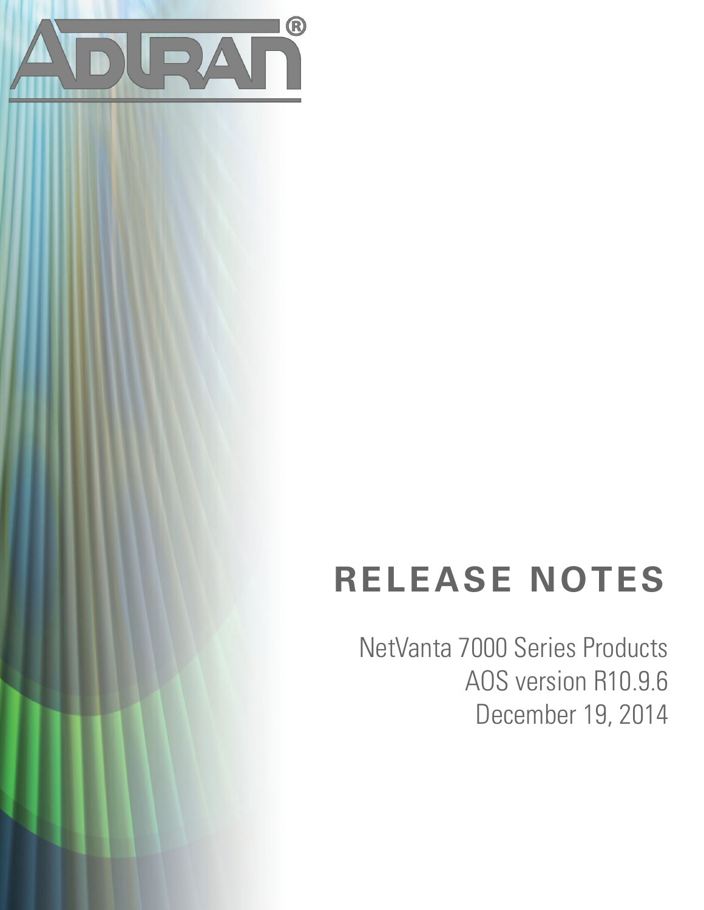ADTRAN®

# RELEASE NOTES

NetVanta 7000 Series Products
AOS version R10.9.6
December 19, 2014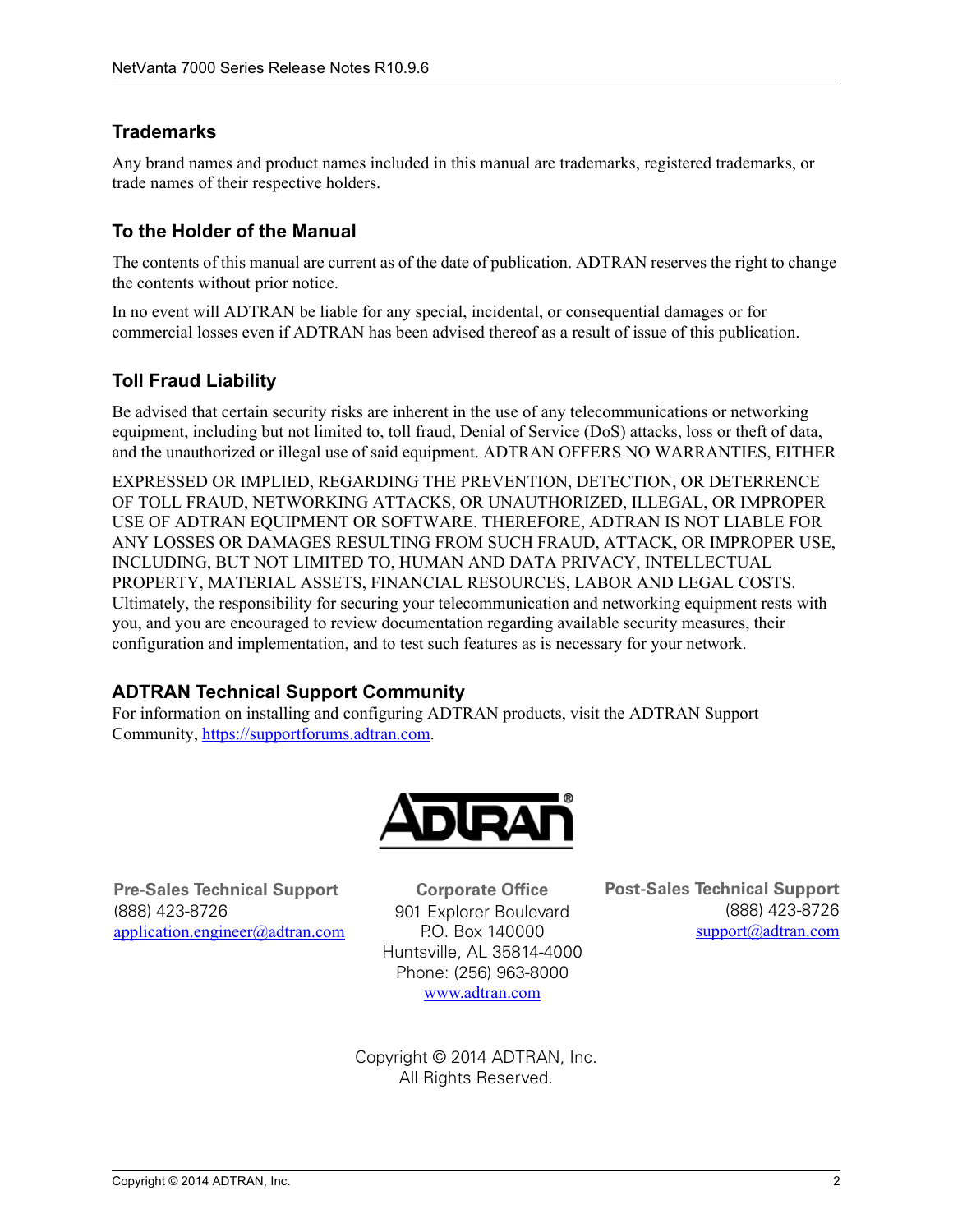## Trademarks

Any brand names and product names included in this manual are trademarks, registered trademarks, or trade names of their respective holders.

## To the Holder of the Manual

The contents of this manual are current as of the date of publication. ADTRAN reserves the right to change the contents without prior notice.

In no event will ADTRAN be liable for any special, incidental, or consequential damages or for commercial losses even if ADTRAN has been advised thereof as a result of issue of this publication.

## Toll Fraud Liability

Be advised that certain security risks are inherent in the use of any telecommunications or networking equipment, including but not limited to, toll fraud, Denial of Service (DoS) attacks, loss or theft of data, and the unauthorized or illegal use of said equipment. ADTRAN OFFERS NO WARRANTIES, EITHER EXPRESSED OR IMPLIED, REGARDING THE PREVENTION, DETECTION, OR DETERRENCE OF TOLL FRAUD, NETWORKING ATTACKS, OR UNAUTHORIZED, ILLEGAL, OR IMPROPER USE OF ADTRAN EQUIPMENT OR SOFTWARE. THEREFORE, ADTRAN IS NOT LIABLE FOR ANY LOSSES OR DAMAGES RESULTING FROM SUCH FRAUD, ATTACK, OR IMPROPER USE, INCLUDING, BUT NOT LIMITED TO, HUMAN AND DATA PRIVACY, INTELLECTUAL PROPERTY, MATERIAL ASSETS, FINANCIAL RESOURCES, LABOR AND LEGAL COSTS. Ultimately, the responsibility for securing your telecommunication and networking equipment rests with you, and you are encouraged to review documentation regarding available security measures, their configuration and implementation, and to test such features as is necessary for your network.

## ADTRAN Technical Support Community

For information on installing and configuring ADTRAN products, visit the ADTRAN Support Community, https://supportforums.adtran.com.

ADTRAN®

**Pre-Sales Technical Support**
(888) 423-8726
application.engineer@adtran.com

**Corporate Office**
901 Explorer Boulevard
P.O. Box 140000
Huntsville, AL 35814-4000
Phone: (256) 963-8000
www.adtran.com

**Post-Sales Technical Support**
(888) 423-8726
support@adtran.com

Copyright © 2014 ADTRAN, Inc.
All Rights Reserved.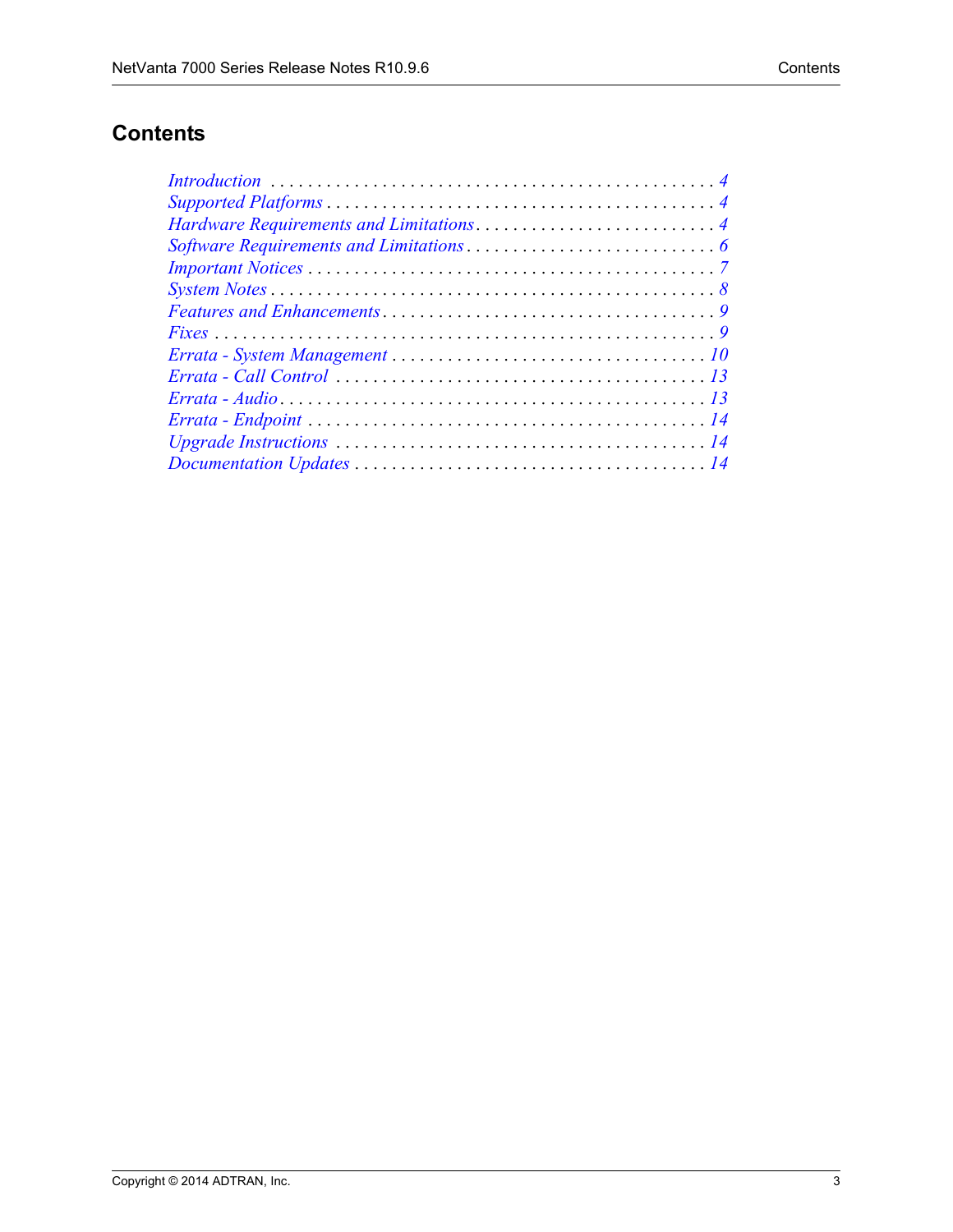## Contents

- *Introduction* . . . . . . . . . . . . . . . . . . . . . . . . . . . . . . . . . . . . . . . . . . . . . . *4*
- *Supported Platforms* . . . . . . . . . . . . . . . . . . . . . . . . . . . . . . . . . . . . . . . . . . *4*
- *Hardware Requirements and Limitations* . . . . . . . . . . . . . . . . . . . . . . . . . . *4*
- *Software Requirements and Limitations* . . . . . . . . . . . . . . . . . . . . . . . . . . . *6*
- *Important Notices* . . . . . . . . . . . . . . . . . . . . . . . . . . . . . . . . . . . . . . . . . . . *7*
- *System Notes* . . . . . . . . . . . . . . . . . . . . . . . . . . . . . . . . . . . . . . . . . . . . . . *8*
- *Features and Enhancements* . . . . . . . . . . . . . . . . . . . . . . . . . . . . . . . . . . . *9*
- *Fixes* . . . . . . . . . . . . . . . . . . . . . . . . . . . . . . . . . . . . . . . . . . . . . . . . . . . . *9*
- *Errata - System Management* . . . . . . . . . . . . . . . . . . . . . . . . . . . . . . . . . *10*
- *Errata - Call Control* . . . . . . . . . . . . . . . . . . . . . . . . . . . . . . . . . . . . . . . . *13*
- *Errata - Audio* . . . . . . . . . . . . . . . . . . . . . . . . . . . . . . . . . . . . . . . . . . . . *13*
- *Errata - Endpoint* . . . . . . . . . . . . . . . . . . . . . . . . . . . . . . . . . . . . . . . . . . *14*
- *Upgrade Instructions* . . . . . . . . . . . . . . . . . . . . . . . . . . . . . . . . . . . . . . . *14*
- *Documentation Updates* . . . . . . . . . . . . . . . . . . . . . . . . . . . . . . . . . . . . . *14*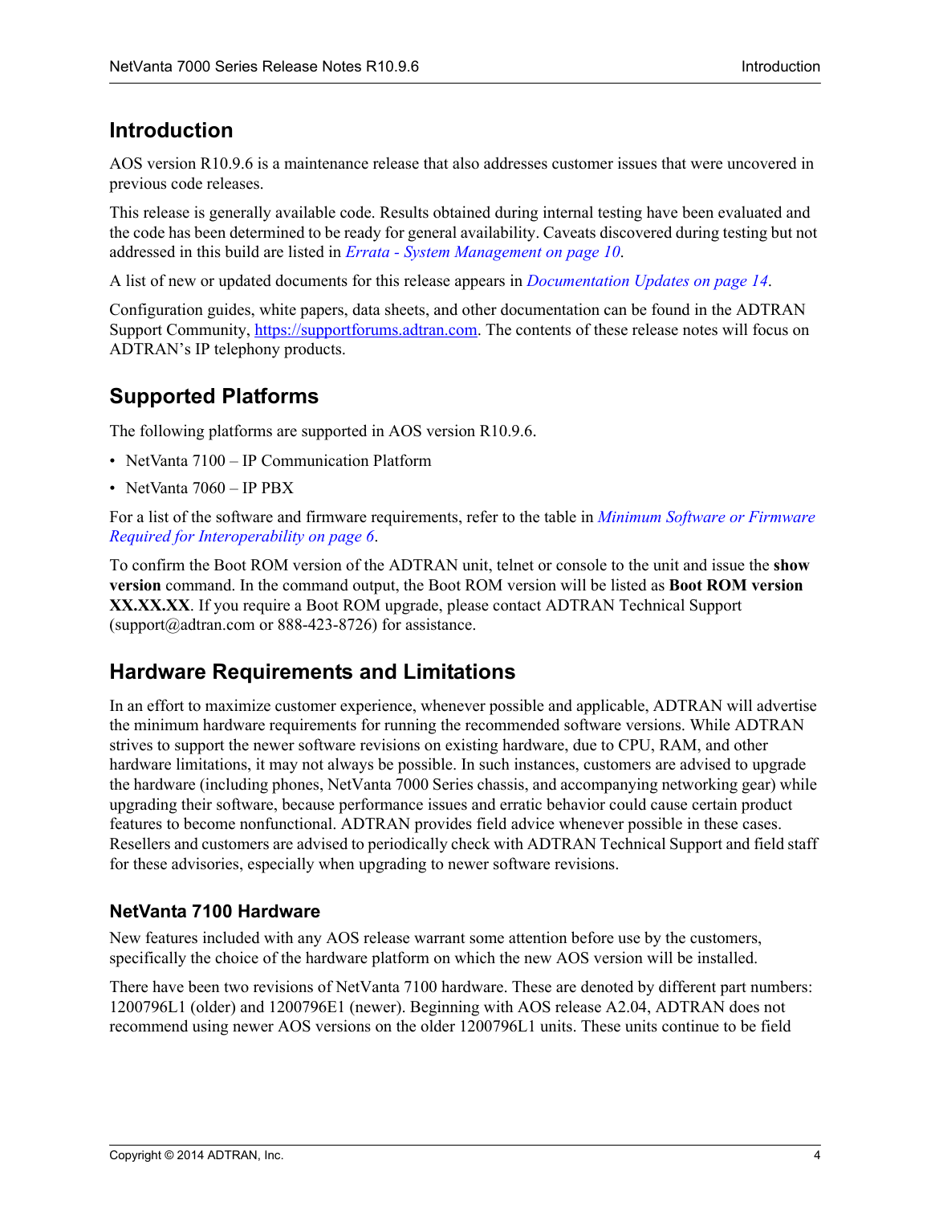## Introduction

AOS version R10.9.6 is a maintenance release that also addresses customer issues that were uncovered in previous code releases.

This release is generally available code. Results obtained during internal testing have been evaluated and the code has been determined to be ready for general availability. Caveats discovered during testing but not addressed in this build are listed in *Errata - System Management on page 10*.

A list of new or updated documents for this release appears in *Documentation Updates on page 14*.

Configuration guides, white papers, data sheets, and other documentation can be found in the ADTRAN Support Community, https://supportforums.adtran.com. The contents of these release notes will focus on ADTRAN's IP telephony products.

## Supported Platforms

The following platforms are supported in AOS version R10.9.6.

- NetVanta 7100 – IP Communication Platform
- NetVanta 7060 – IP PBX

For a list of the software and firmware requirements, refer to the table in *Minimum Software or Firmware Required for Interoperability on page 6*.

To confirm the Boot ROM version of the ADTRAN unit, telnet or console to the unit and issue the **show version** command. In the command output, the Boot ROM version will be listed as **Boot ROM version XX.XX.XX**. If you require a Boot ROM upgrade, please contact ADTRAN Technical Support (support@adtran.com or 888-423-8726) for assistance.

## Hardware Requirements and Limitations

In an effort to maximize customer experience, whenever possible and applicable, ADTRAN will advertise the minimum hardware requirements for running the recommended software versions. While ADTRAN strives to support the newer software revisions on existing hardware, due to CPU, RAM, and other hardware limitations, it may not always be possible. In such instances, customers are advised to upgrade the hardware (including phones, NetVanta 7000 Series chassis, and accompanying networking gear) while upgrading their software, because performance issues and erratic behavior could cause certain product features to become nonfunctional. ADTRAN provides field advice whenever possible in these cases. Resellers and customers are advised to periodically check with ADTRAN Technical Support and field staff for these advisories, especially when upgrading to newer software revisions.

### NetVanta 7100 Hardware

New features included with any AOS release warrant some attention before use by the customers, specifically the choice of the hardware platform on which the new AOS version will be installed.

There have been two revisions of NetVanta 7100 hardware. These are denoted by different part numbers: 1200796L1 (older) and 1200796E1 (newer). Beginning with AOS release A2.04, ADTRAN does not recommend using newer AOS versions on the older 1200796L1 units. These units continue to be field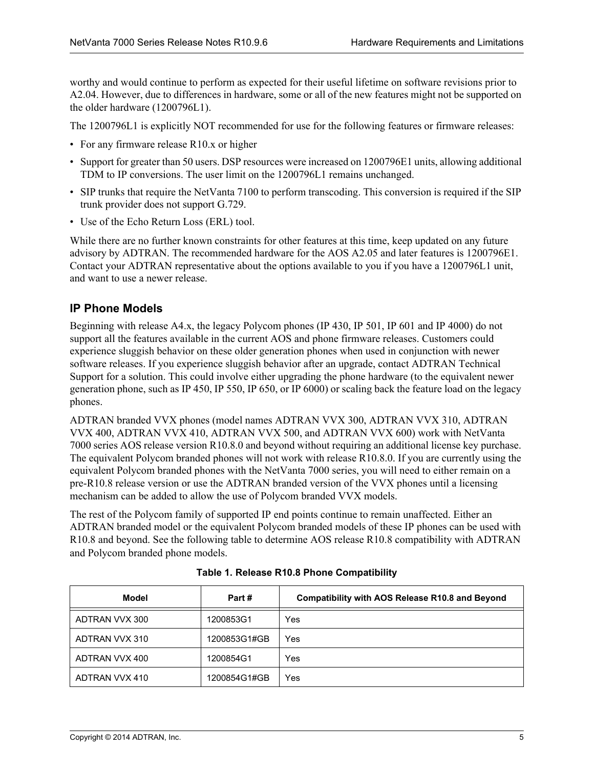worthy and would continue to perform as expected for their useful lifetime on software revisions prior to A2.04. However, due to differences in hardware, some or all of the new features might not be supported on the older hardware (1200796L1).

The 1200796L1 is explicitly NOT recommended for use for the following features or firmware releases:

- For any firmware release R10.x or higher
- Support for greater than 50 users. DSP resources were increased on 1200796E1 units, allowing additional TDM to IP conversions. The user limit on the 1200796L1 remains unchanged.
- SIP trunks that require the NetVanta 7100 to perform transcoding. This conversion is required if the SIP trunk provider does not support G.729.
- Use of the Echo Return Loss (ERL) tool.

While there are no further known constraints for other features at this time, keep updated on any future advisory by ADTRAN. The recommended hardware for the AOS A2.05 and later features is 1200796E1. Contact your ADTRAN representative about the options available to you if you have a 1200796L1 unit, and want to use a newer release.

## IP Phone Models

Beginning with release A4.x, the legacy Polycom phones (IP 430, IP 501, IP 601 and IP 4000) do not support all the features available in the current AOS and phone firmware releases. Customers could experience sluggish behavior on these older generation phones when used in conjunction with newer software releases. If you experience sluggish behavior after an upgrade, contact ADTRAN Technical Support for a solution. This could involve either upgrading the phone hardware (to the equivalent newer generation phone, such as IP 450, IP 550, IP 650, or IP 6000) or scaling back the feature load on the legacy phones.

ADTRAN branded VVX phones (model names ADTRAN VVX 300, ADTRAN VVX 310, ADTRAN VVX 400, ADTRAN VVX 410, ADTRAN VVX 500, and ADTRAN VVX 600) work with NetVanta 7000 series AOS release version R10.8.0 and beyond without requiring an additional license key purchase. The equivalent Polycom branded phones will not work with release R10.8.0. If you are currently using the equivalent Polycom branded phones with the NetVanta 7000 series, you will need to either remain on a pre-R10.8 release version or use the ADTRAN branded version of the VVX phones until a licensing mechanism can be added to allow the use of Polycom branded VVX models.

The rest of the Polycom family of supported IP end points continue to remain unaffected. Either an ADTRAN branded model or the equivalent Polycom branded models of these IP phones can be used with R10.8 and beyond. See the following table to determine AOS release R10.8 compatibility with ADTRAN and Polycom branded phone models.

**Table 1. Release R10.8 Phone Compatibility**

| Model | Part # | Compatibility with AOS Release R10.8 and Beyond |
|---|---|---|
| ADTRAN VVX 300 | 1200853G1 | Yes |
| ADTRAN VVX 310 | 1200853G1#GB | Yes |
| ADTRAN VVX 400 | 1200854G1 | Yes |
| ADTRAN VVX 410 | 1200854G1#GB | Yes |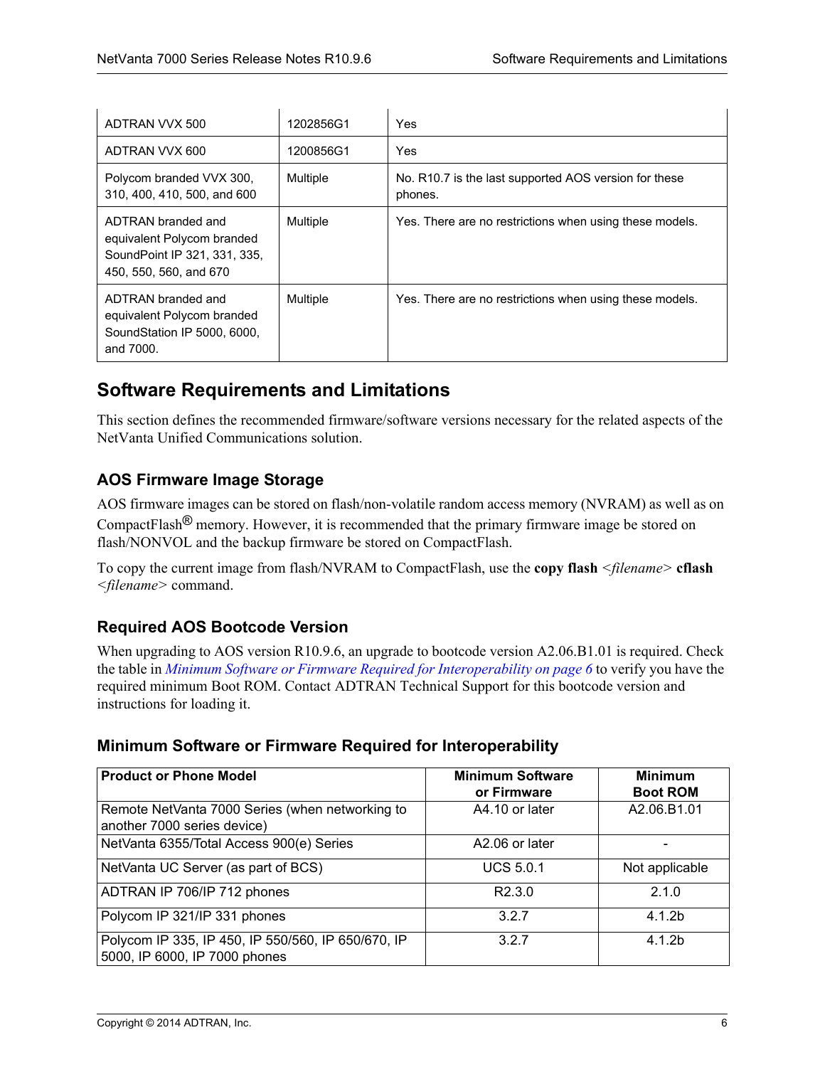| ADTRAN VVX 500 | 1202856G1 | Yes |
|---|---|---|
| ADTRAN VVX 600 | 1200856G1 | Yes |
| Polycom branded VVX 300, 310, 400, 410, 500, and 600 | Multiple | No. R10.7 is the last supported AOS version for these phones. |
| ADTRAN branded and equivalent Polycom branded SoundPoint IP 321, 331, 335, 450, 550, 560, and 670 | Multiple | Yes. There are no restrictions when using these models. |
| ADTRAN branded and equivalent Polycom branded SoundStation IP 5000, 6000, and 7000. | Multiple | Yes. There are no restrictions when using these models. |

## Software Requirements and Limitations

This section defines the recommended firmware/software versions necessary for the related aspects of the NetVanta Unified Communications solution.

### AOS Firmware Image Storage

AOS firmware images can be stored on flash/non-volatile random access memory (NVRAM) as well as on CompactFlash® memory. However, it is recommended that the primary firmware image be stored on flash/NONVOL and the backup firmware be stored on CompactFlash.

To copy the current image from flash/NVRAM to CompactFlash, use the **copy flash** *<filename>* **cflash** *<filename>* command.

### Required AOS Bootcode Version

When upgrading to AOS version R10.9.6, an upgrade to bootcode version A2.06.B1.01 is required. Check the table in *Minimum Software or Firmware Required for Interoperability on page 6* to verify you have the required minimum Boot ROM. Contact ADTRAN Technical Support for this bootcode version and instructions for loading it.

### Minimum Software or Firmware Required for Interoperability

| Product or Phone Model | Minimum Software or Firmware | Minimum Boot ROM |
|---|---|---|
| Remote NetVanta 7000 Series (when networking to another 7000 series device) | A4.10 or later | A2.06.B1.01 |
| NetVanta 6355/Total Access 900(e) Series | A2.06 or later | - |
| NetVanta UC Server (as part of BCS) | UCS 5.0.1 | Not applicable |
| ADTRAN IP 706/IP 712 phones | R2.3.0 | 2.1.0 |
| Polycom IP 321/IP 331 phones | 3.2.7 | 4.1.2b |
| Polycom IP 335, IP 450, IP 550/560, IP 650/670, IP 5000, IP 6000, IP 7000 phones | 3.2.7 | 4.1.2b |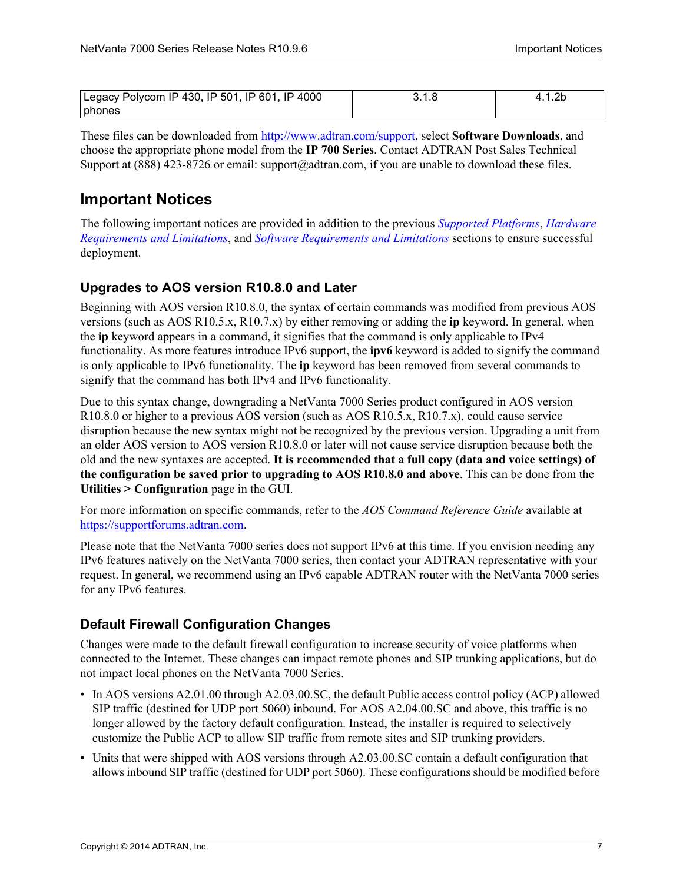| Legacy Polycom IP 430, IP 501, IP 601, IP 4000 phones | 3.1.8 | 4.1.2b |
|---|---|---|

These files can be downloaded from http://www.adtran.com/support, select **Software Downloads**, and choose the appropriate phone model from the **IP 700 Series**. Contact ADTRAN Post Sales Technical Support at (888) 423-8726 or email: support@adtran.com, if you are unable to download these files.

## Important Notices

The following important notices are provided in addition to the previous *Supported Platforms*, *Hardware Requirements and Limitations*, and *Software Requirements and Limitations* sections to ensure successful deployment.

### Upgrades to AOS version R10.8.0 and Later

Beginning with AOS version R10.8.0, the syntax of certain commands was modified from previous AOS versions (such as AOS R10.5.x, R10.7.x) by either removing or adding the **ip** keyword. In general, when the **ip** keyword appears in a command, it signifies that the command is only applicable to IPv4 functionality. As more features introduce IPv6 support, the **ipv6** keyword is added to signify the command is only applicable to IPv6 functionality. The **ip** keyword has been removed from several commands to signify that the command has both IPv4 and IPv6 functionality.

Due to this syntax change, downgrading a NetVanta 7000 Series product configured in AOS version R10.8.0 or higher to a previous AOS version (such as AOS R10.5.x, R10.7.x), could cause service disruption because the new syntax might not be recognized by the previous version. Upgrading a unit from an older AOS version to AOS version R10.8.0 or later will not cause service disruption because both the old and the new syntaxes are accepted. **It is recommended that a full copy (data and voice settings) of the configuration be saved prior to upgrading to AOS R10.8.0 and above**. This can be done from the **Utilities > Configuration** page in the GUI.

For more information on specific commands, refer to the *AOS Command Reference Guide* available at https://supportforums.adtran.com.

Please note that the NetVanta 7000 series does not support IPv6 at this time. If you envision needing any IPv6 features natively on the NetVanta 7000 series, then contact your ADTRAN representative with your request. In general, we recommend using an IPv6 capable ADTRAN router with the NetVanta 7000 series for any IPv6 features.

### Default Firewall Configuration Changes

Changes were made to the default firewall configuration to increase security of voice platforms when connected to the Internet. These changes can impact remote phones and SIP trunking applications, but do not impact local phones on the NetVanta 7000 Series.

- In AOS versions A2.01.00 through A2.03.00.SC, the default Public access control policy (ACP) allowed SIP traffic (destined for UDP port 5060) inbound. For AOS A2.04.00.SC and above, this traffic is no longer allowed by the factory default configuration. Instead, the installer is required to selectively customize the Public ACP to allow SIP traffic from remote sites and SIP trunking providers.
- Units that were shipped with AOS versions through A2.03.00.SC contain a default configuration that allows inbound SIP traffic (destined for UDP port 5060). These configurations should be modified before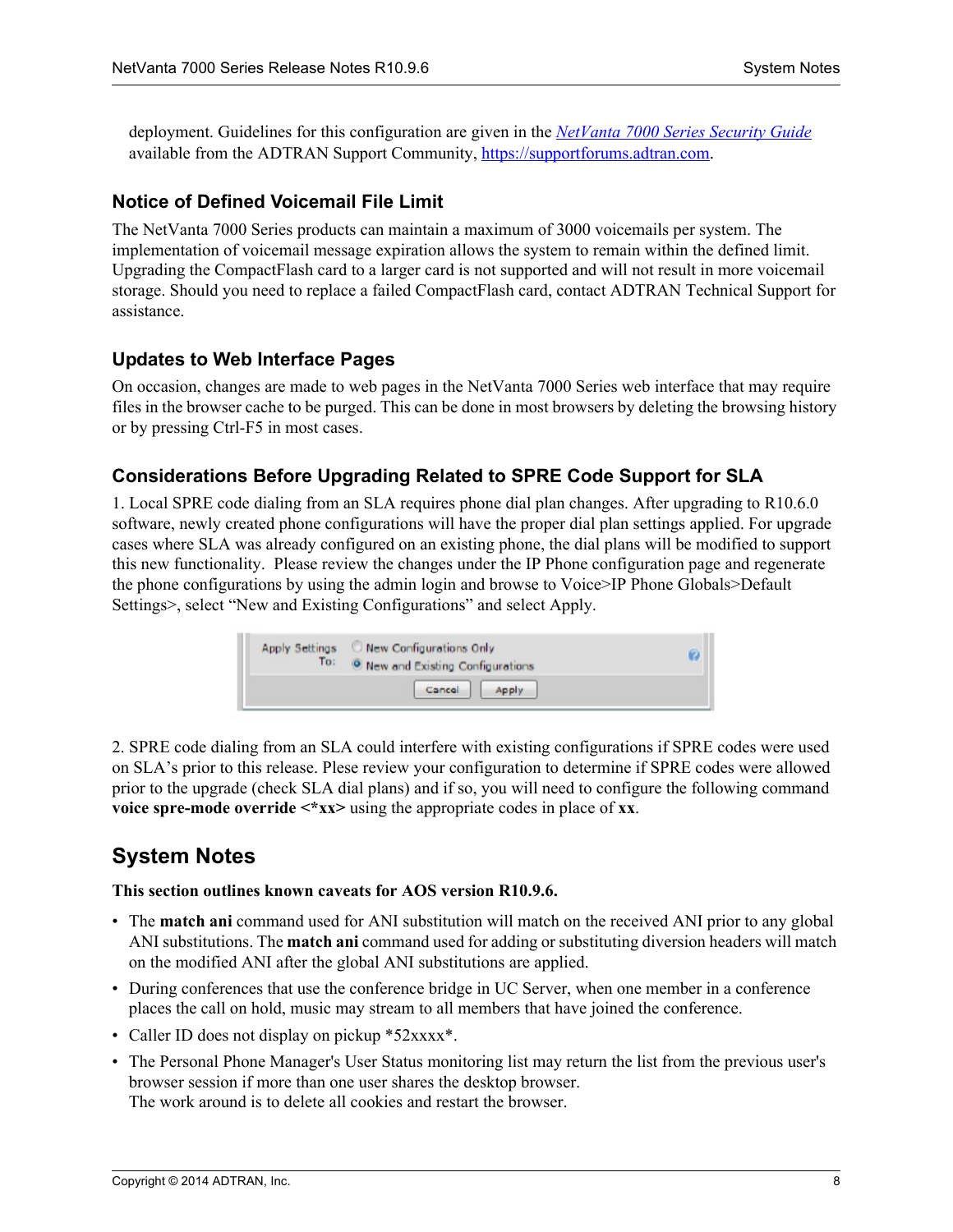deployment. Guidelines for this configuration are given in the *NetVanta 7000 Series Security Guide* available from the ADTRAN Support Community, https://supportforums.adtran.com.

### Notice of Defined Voicemail File Limit

The NetVanta 7000 Series products can maintain a maximum of 3000 voicemails per system. The implementation of voicemail message expiration allows the system to remain within the defined limit. Upgrading the CompactFlash card to a larger card is not supported and will not result in more voicemail storage. Should you need to replace a failed CompactFlash card, contact ADTRAN Technical Support for assistance.

### Updates to Web Interface Pages

On occasion, changes are made to web pages in the NetVanta 7000 Series web interface that may require files in the browser cache to be purged. This can be done in most browsers by deleting the browsing history or by pressing Ctrl-F5 in most cases.

### Considerations Before Upgrading Related to SPRE Code Support for SLA

1. Local SPRE code dialing from an SLA requires phone dial plan changes. After upgrading to R10.6.0 software, newly created phone configurations will have the proper dial plan settings applied. For upgrade cases where SLA was already configured on an existing phone, the dial plans will be modified to support this new functionality. Please review the changes under the IP Phone configuration page and regenerate the phone configurations by using the admin login and browse to Voice>IP Phone Globals>Default Settings>, select "New and Existing Configurations" and select Apply.

Apply Settings To: ○ New Configurations Only ◉ New and Existing Configurations

Cancel | Apply

2. SPRE code dialing from an SLA could interfere with existing configurations if SPRE codes were used on SLA's prior to this release. Plese review your configuration to determine if SPRE codes were allowed prior to the upgrade (check SLA dial plans) and if so, you will need to configure the following command **voice spre-mode override <*xx>** using the appropriate codes in place of **xx**.

## System Notes

**This section outlines known caveats for AOS version R10.9.6.**

- The **match ani** command used for ANI substitution will match on the received ANI prior to any global ANI substitutions. The **match ani** command used for adding or substituting diversion headers will match on the modified ANI after the global ANI substitutions are applied.
- During conferences that use the conference bridge in UC Server, when one member in a conference places the call on hold, music may stream to all members that have joined the conference.
- Caller ID does not display on pickup *52xxxx*.
- The Personal Phone Manager's User Status monitoring list may return the list from the previous user's browser session if more than one user shares the desktop browser.
  The work around is to delete all cookies and restart the browser.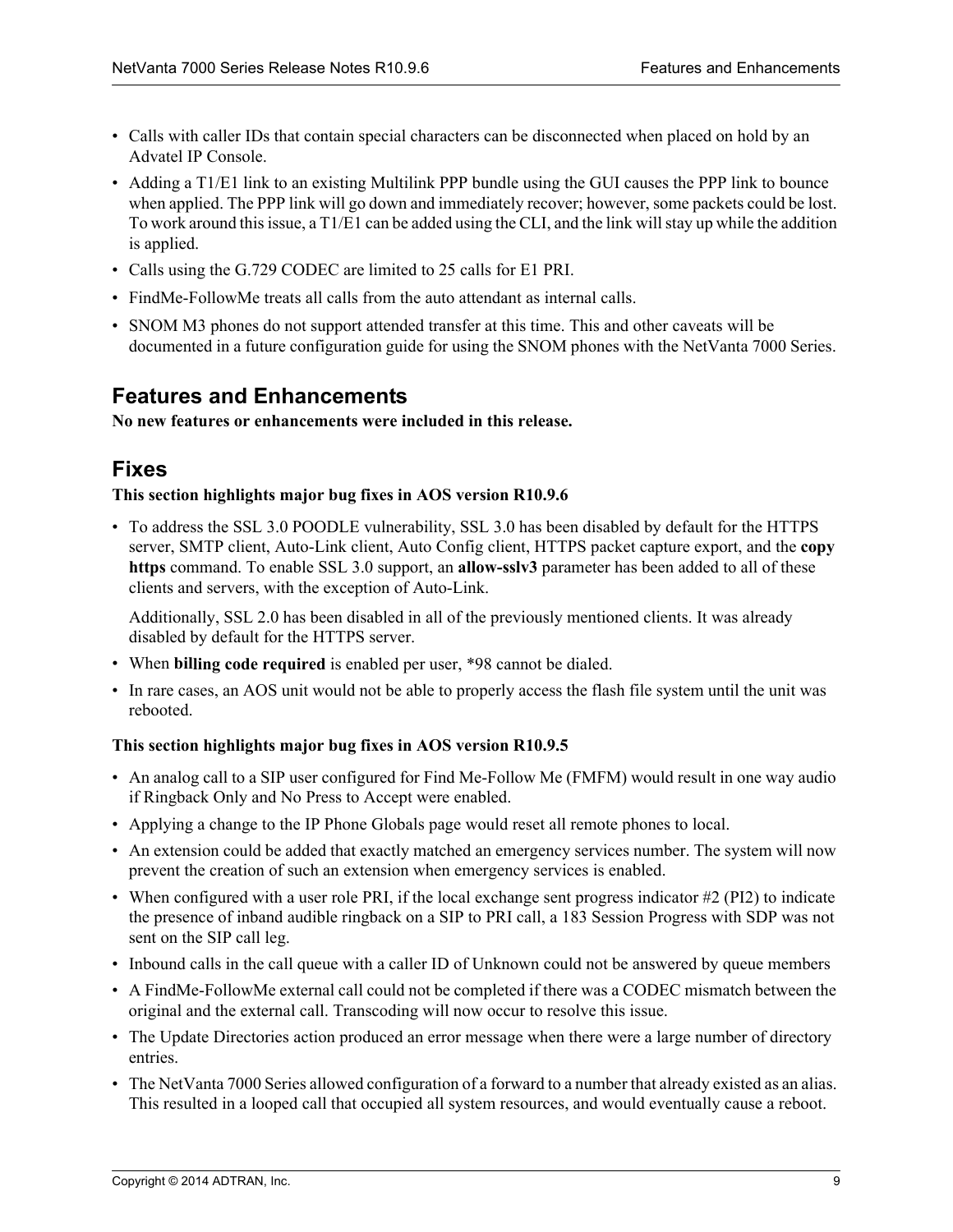- Calls with caller IDs that contain special characters can be disconnected when placed on hold by an Advatel IP Console.
- Adding a T1/E1 link to an existing Multilink PPP bundle using the GUI causes the PPP link to bounce when applied. The PPP link will go down and immediately recover; however, some packets could be lost. To work around this issue, a T1/E1 can be added using the CLI, and the link will stay up while the addition is applied.
- Calls using the G.729 CODEC are limited to 25 calls for E1 PRI.
- FindMe-FollowMe treats all calls from the auto attendant as internal calls.
- SNOM M3 phones do not support attended transfer at this time. This and other caveats will be documented in a future configuration guide for using the SNOM phones with the NetVanta 7000 Series.

## Features and Enhancements

**No new features or enhancements were included in this release.**

## Fixes

**This section highlights major bug fixes in AOS version R10.9.6**

- To address the SSL 3.0 POODLE vulnerability, SSL 3.0 has been disabled by default for the HTTPS server, SMTP client, Auto-Link client, Auto Config client, HTTPS packet capture export, and the **copy https** command. To enable SSL 3.0 support, an **allow-sslv3** parameter has been added to all of these clients and servers, with the exception of Auto-Link.

  Additionally, SSL 2.0 has been disabled in all of the previously mentioned clients. It was already disabled by default for the HTTPS server.
- When **billing code required** is enabled per user, *98 cannot be dialed.
- In rare cases, an AOS unit would not be able to properly access the flash file system until the unit was rebooted.

**This section highlights major bug fixes in AOS version R10.9.5**

- An analog call to a SIP user configured for Find Me-Follow Me (FMFM) would result in one way audio if Ringback Only and No Press to Accept were enabled.
- Applying a change to the IP Phone Globals page would reset all remote phones to local.
- An extension could be added that exactly matched an emergency services number. The system will now prevent the creation of such an extension when emergency services is enabled.
- When configured with a user role PRI, if the local exchange sent progress indicator #2 (PI2) to indicate the presence of inband audible ringback on a SIP to PRI call, a 183 Session Progress with SDP was not sent on the SIP call leg.
- Inbound calls in the call queue with a caller ID of Unknown could not be answered by queue members
- A FindMe-FollowMe external call could not be completed if there was a CODEC mismatch between the original and the external call. Transcoding will now occur to resolve this issue.
- The Update Directories action produced an error message when there were a large number of directory entries.
- The NetVanta 7000 Series allowed configuration of a forward to a number that already existed as an alias. This resulted in a looped call that occupied all system resources, and would eventually cause a reboot.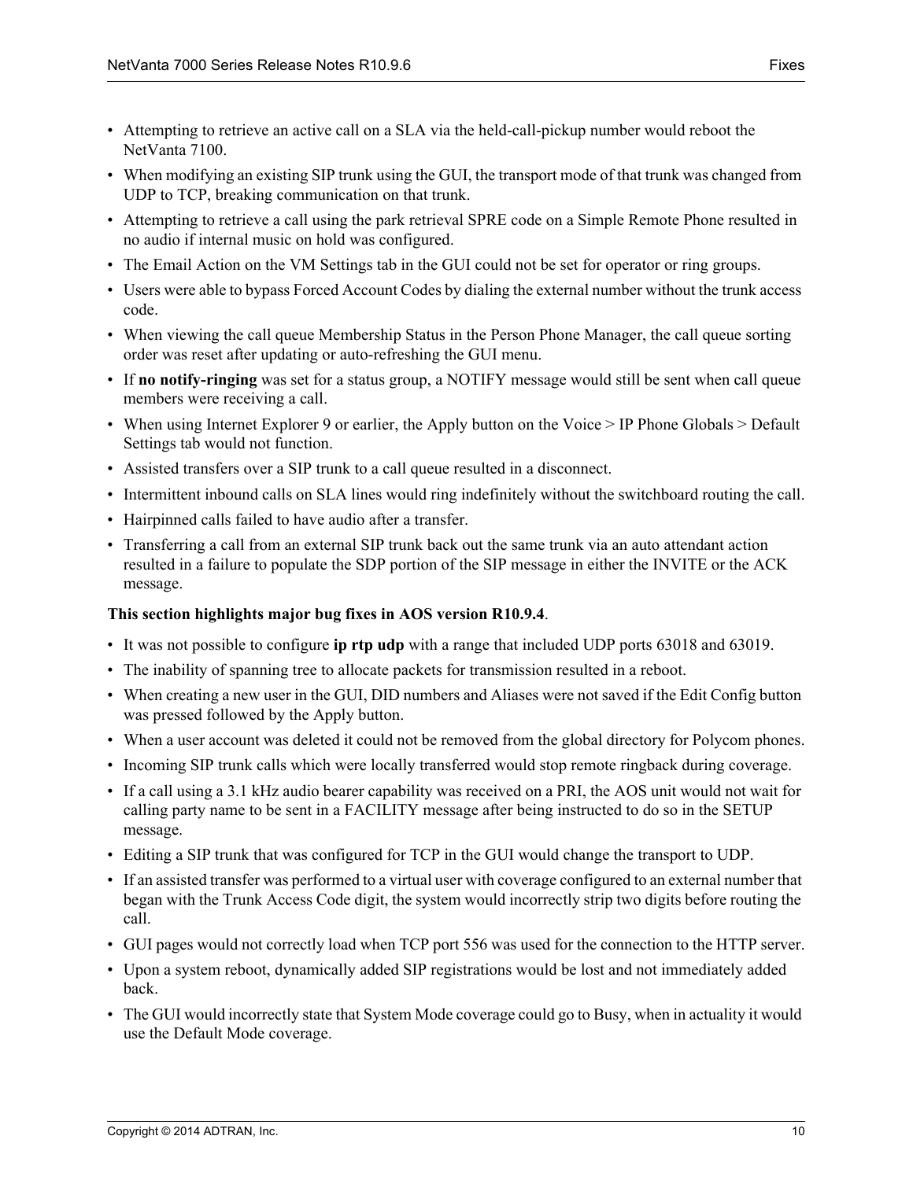- Attempting to retrieve an active call on a SLA via the held-call-pickup number would reboot the NetVanta 7100.
- When modifying an existing SIP trunk using the GUI, the transport mode of that trunk was changed from UDP to TCP, breaking communication on that trunk.
- Attempting to retrieve a call using the park retrieval SPRE code on a Simple Remote Phone resulted in no audio if internal music on hold was configured.
- The Email Action on the VM Settings tab in the GUI could not be set for operator or ring groups.
- Users were able to bypass Forced Account Codes by dialing the external number without the trunk access code.
- When viewing the call queue Membership Status in the Person Phone Manager, the call queue sorting order was reset after updating or auto-refreshing the GUI menu.
- If **no notify-ringing** was set for a status group, a NOTIFY message would still be sent when call queue members were receiving a call.
- When using Internet Explorer 9 or earlier, the Apply button on the Voice > IP Phone Globals > Default Settings tab would not function.
- Assisted transfers over a SIP trunk to a call queue resulted in a disconnect.
- Intermittent inbound calls on SLA lines would ring indefinitely without the switchboard routing the call.
- Hairpinned calls failed to have audio after a transfer.
- Transferring a call from an external SIP trunk back out the same trunk via an auto attendant action resulted in a failure to populate the SDP portion of the SIP message in either the INVITE or the ACK message.

**This section highlights major bug fixes in AOS version R10.9.4**.

- It was not possible to configure **ip rtp udp** with a range that included UDP ports 63018 and 63019.
- The inability of spanning tree to allocate packets for transmission resulted in a reboot.
- When creating a new user in the GUI, DID numbers and Aliases were not saved if the Edit Config button was pressed followed by the Apply button.
- When a user account was deleted it could not be removed from the global directory for Polycom phones.
- Incoming SIP trunk calls which were locally transferred would stop remote ringback during coverage.
- If a call using a 3.1 kHz audio bearer capability was received on a PRI, the AOS unit would not wait for calling party name to be sent in a FACILITY message after being instructed to do so in the SETUP message.
- Editing a SIP trunk that was configured for TCP in the GUI would change the transport to UDP.
- If an assisted transfer was performed to a virtual user with coverage configured to an external number that began with the Trunk Access Code digit, the system would incorrectly strip two digits before routing the call.
- GUI pages would not correctly load when TCP port 556 was used for the connection to the HTTP server.
- Upon a system reboot, dynamically added SIP registrations would be lost and not immediately added back.
- The GUI would incorrectly state that System Mode coverage could go to Busy, when in actuality it would use the Default Mode coverage.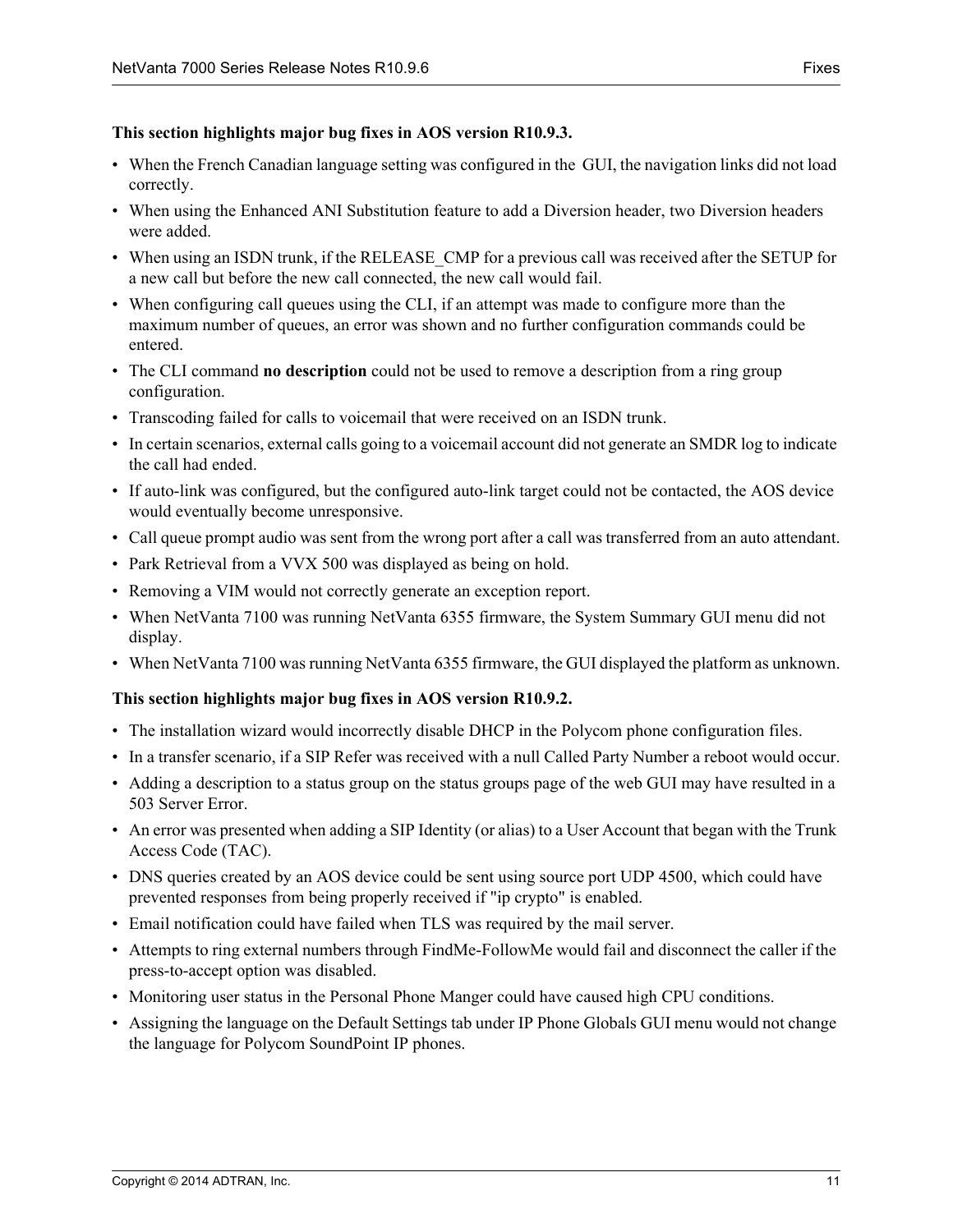**This section highlights major bug fixes in AOS version R10.9.3.**

- When the French Canadian language setting was configured in the GUI, the navigation links did not load correctly.
- When using the Enhanced ANI Substitution feature to add a Diversion header, two Diversion headers were added.
- When using an ISDN trunk, if the RELEASE_CMP for a previous call was received after the SETUP for a new call but before the new call connected, the new call would fail.
- When configuring call queues using the CLI, if an attempt was made to configure more than the maximum number of queues, an error was shown and no further configuration commands could be entered.
- The CLI command **no description** could not be used to remove a description from a ring group configuration.
- Transcoding failed for calls to voicemail that were received on an ISDN trunk.
- In certain scenarios, external calls going to a voicemail account did not generate an SMDR log to indicate the call had ended.
- If auto-link was configured, but the configured auto-link target could not be contacted, the AOS device would eventually become unresponsive.
- Call queue prompt audio was sent from the wrong port after a call was transferred from an auto attendant.
- Park Retrieval from a VVX 500 was displayed as being on hold.
- Removing a VIM would not correctly generate an exception report.
- When NetVanta 7100 was running NetVanta 6355 firmware, the System Summary GUI menu did not display.
- When NetVanta 7100 was running NetVanta 6355 firmware, the GUI displayed the platform as unknown.

**This section highlights major bug fixes in AOS version R10.9.2.**

- The installation wizard would incorrectly disable DHCP in the Polycom phone configuration files.
- In a transfer scenario, if a SIP Refer was received with a null Called Party Number a reboot would occur.
- Adding a description to a status group on the status groups page of the web GUI may have resulted in a 503 Server Error.
- An error was presented when adding a SIP Identity (or alias) to a User Account that began with the Trunk Access Code (TAC).
- DNS queries created by an AOS device could be sent using source port UDP 4500, which could have prevented responses from being properly received if "ip crypto" is enabled.
- Email notification could have failed when TLS was required by the mail server.
- Attempts to ring external numbers through FindMe-FollowMe would fail and disconnect the caller if the press-to-accept option was disabled.
- Monitoring user status in the Personal Phone Manger could have caused high CPU conditions.
- Assigning the language on the Default Settings tab under IP Phone Globals GUI menu would not change the language for Polycom SoundPoint IP phones.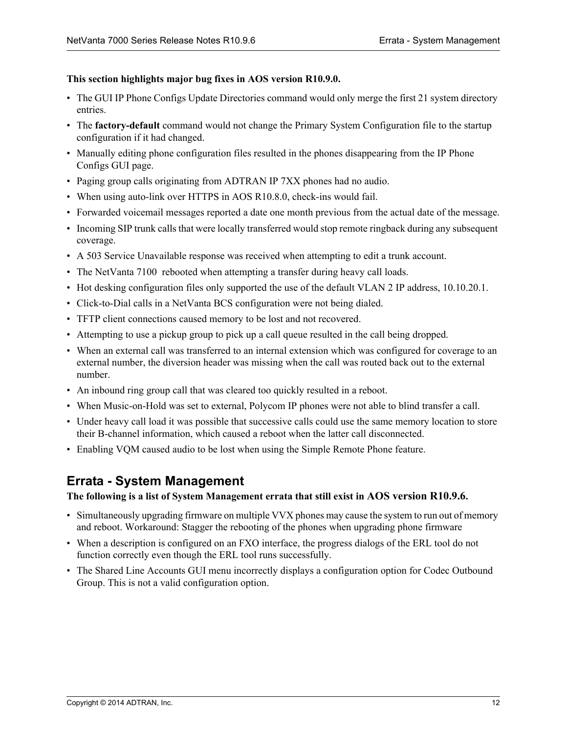**This section highlights major bug fixes in AOS version R10.9.0.**

- The GUI IP Phone Configs Update Directories command would only merge the first 21 system directory entries.
- The **factory-default** command would not change the Primary System Configuration file to the startup configuration if it had changed.
- Manually editing phone configuration files resulted in the phones disappearing from the IP Phone Configs GUI page.
- Paging group calls originating from ADTRAN IP 7XX phones had no audio.
- When using auto-link over HTTPS in AOS R10.8.0, check-ins would fail.
- Forwarded voicemail messages reported a date one month previous from the actual date of the message.
- Incoming SIP trunk calls that were locally transferred would stop remote ringback during any subsequent coverage.
- A 503 Service Unavailable response was received when attempting to edit a trunk account.
- The NetVanta 7100 rebooted when attempting a transfer during heavy call loads.
- Hot desking configuration files only supported the use of the default VLAN 2 IP address, 10.10.20.1.
- Click-to-Dial calls in a NetVanta BCS configuration were not being dialed.
- TFTP client connections caused memory to be lost and not recovered.
- Attempting to use a pickup group to pick up a call queue resulted in the call being dropped.
- When an external call was transferred to an internal extension which was configured for coverage to an external number, the diversion header was missing when the call was routed back out to the external number.
- An inbound ring group call that was cleared too quickly resulted in a reboot.
- When Music-on-Hold was set to external, Polycom IP phones were not able to blind transfer a call.
- Under heavy call load it was possible that successive calls could use the same memory location to store their B-channel information, which caused a reboot when the latter call disconnected.
- Enabling VQM caused audio to be lost when using the Simple Remote Phone feature.

## Errata - System Management

**The following is a list of System Management errata that still exist in AOS version R10.9.6.**

- Simultaneously upgrading firmware on multiple VVX phones may cause the system to run out of memory and reboot. Workaround: Stagger the rebooting of the phones when upgrading phone firmware
- When a description is configured on an FXO interface, the progress dialogs of the ERL tool do not function correctly even though the ERL tool runs successfully.
- The Shared Line Accounts GUI menu incorrectly displays a configuration option for Codec Outbound Group. This is not a valid configuration option.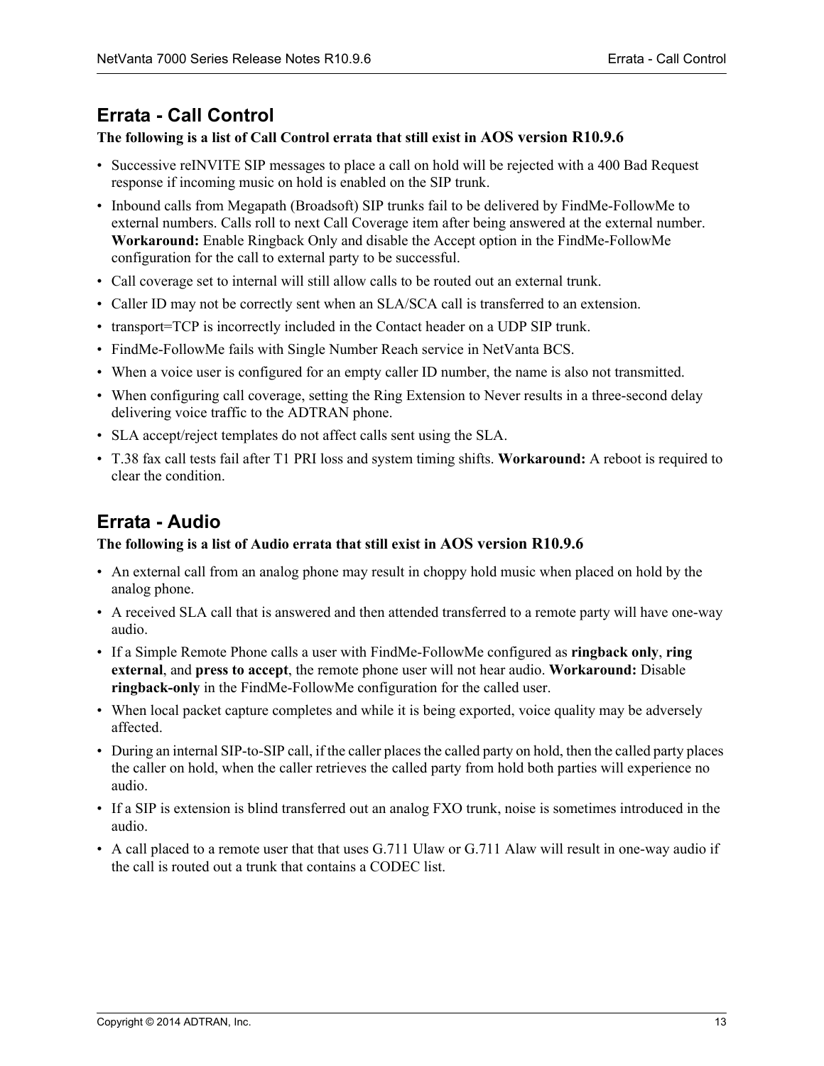## Errata - Call Control

**The following is a list of Call Control errata that still exist in AOS version R10.9.6**

- Successive reINVITE SIP messages to place a call on hold will be rejected with a 400 Bad Request response if incoming music on hold is enabled on the SIP trunk.
- Inbound calls from Megapath (Broadsoft) SIP trunks fail to be delivered by FindMe-FollowMe to external numbers. Calls roll to next Call Coverage item after being answered at the external number. **Workaround:** Enable Ringback Only and disable the Accept option in the FindMe-FollowMe configuration for the call to external party to be successful.
- Call coverage set to internal will still allow calls to be routed out an external trunk.
- Caller ID may not be correctly sent when an SLA/SCA call is transferred to an extension.
- transport=TCP is incorrectly included in the Contact header on a UDP SIP trunk.
- FindMe-FollowMe fails with Single Number Reach service in NetVanta BCS.
- When a voice user is configured for an empty caller ID number, the name is also not transmitted.
- When configuring call coverage, setting the Ring Extension to Never results in a three-second delay delivering voice traffic to the ADTRAN phone.
- SLA accept/reject templates do not affect calls sent using the SLA.
- T.38 fax call tests fail after T1 PRI loss and system timing shifts. **Workaround:** A reboot is required to clear the condition.

## Errata - Audio

**The following is a list of Audio errata that still exist in AOS version R10.9.6**

- An external call from an analog phone may result in choppy hold music when placed on hold by the analog phone.
- A received SLA call that is answered and then attended transferred to a remote party will have one-way audio.
- If a Simple Remote Phone calls a user with FindMe-FollowMe configured as **ringback only**, **ring external**, and **press to accept**, the remote phone user will not hear audio. **Workaround:** Disable **ringback-only** in the FindMe-FollowMe configuration for the called user.
- When local packet capture completes and while it is being exported, voice quality may be adversely affected.
- During an internal SIP-to-SIP call, if the caller places the called party on hold, then the called party places the caller on hold, when the caller retrieves the called party from hold both parties will experience no audio.
- If a SIP is extension is blind transferred out an analog FXO trunk, noise is sometimes introduced in the audio.
- A call placed to a remote user that that uses G.711 Ulaw or G.711 Alaw will result in one-way audio if the call is routed out a trunk that contains a CODEC list.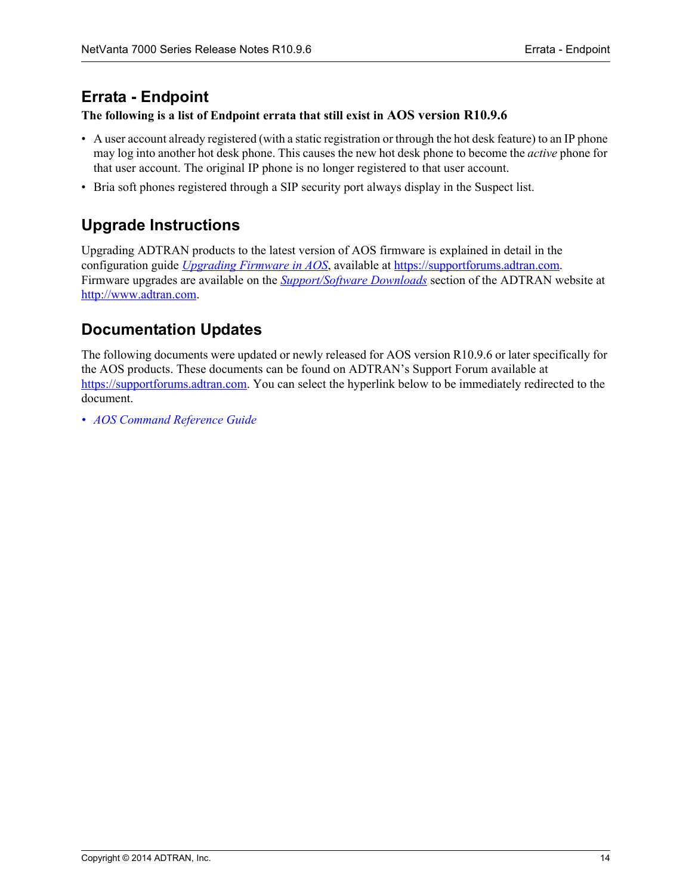## Errata - Endpoint

**The following is a list of Endpoint errata that still exist in AOS version R10.9.6**

- A user account already registered (with a static registration or through the hot desk feature) to an IP phone may log into another hot desk phone. This causes the new hot desk phone to become the *active* phone for that user account. The original IP phone is no longer registered to that user account.
- Bria soft phones registered through a SIP security port always display in the Suspect list.

## Upgrade Instructions

Upgrading ADTRAN products to the latest version of AOS firmware is explained in detail in the configuration guide *Upgrading Firmware in AOS*, available at https://supportforums.adtran.com. Firmware upgrades are available on the *Support/Software Downloads* section of the ADTRAN website at http://www.adtran.com.

## Documentation Updates

The following documents were updated or newly released for AOS version R10.9.6 or later specifically for the AOS products. These documents can be found on ADTRAN's Support Forum available at https://supportforums.adtran.com. You can select the hyperlink below to be immediately redirected to the document.

- *AOS Command Reference Guide*